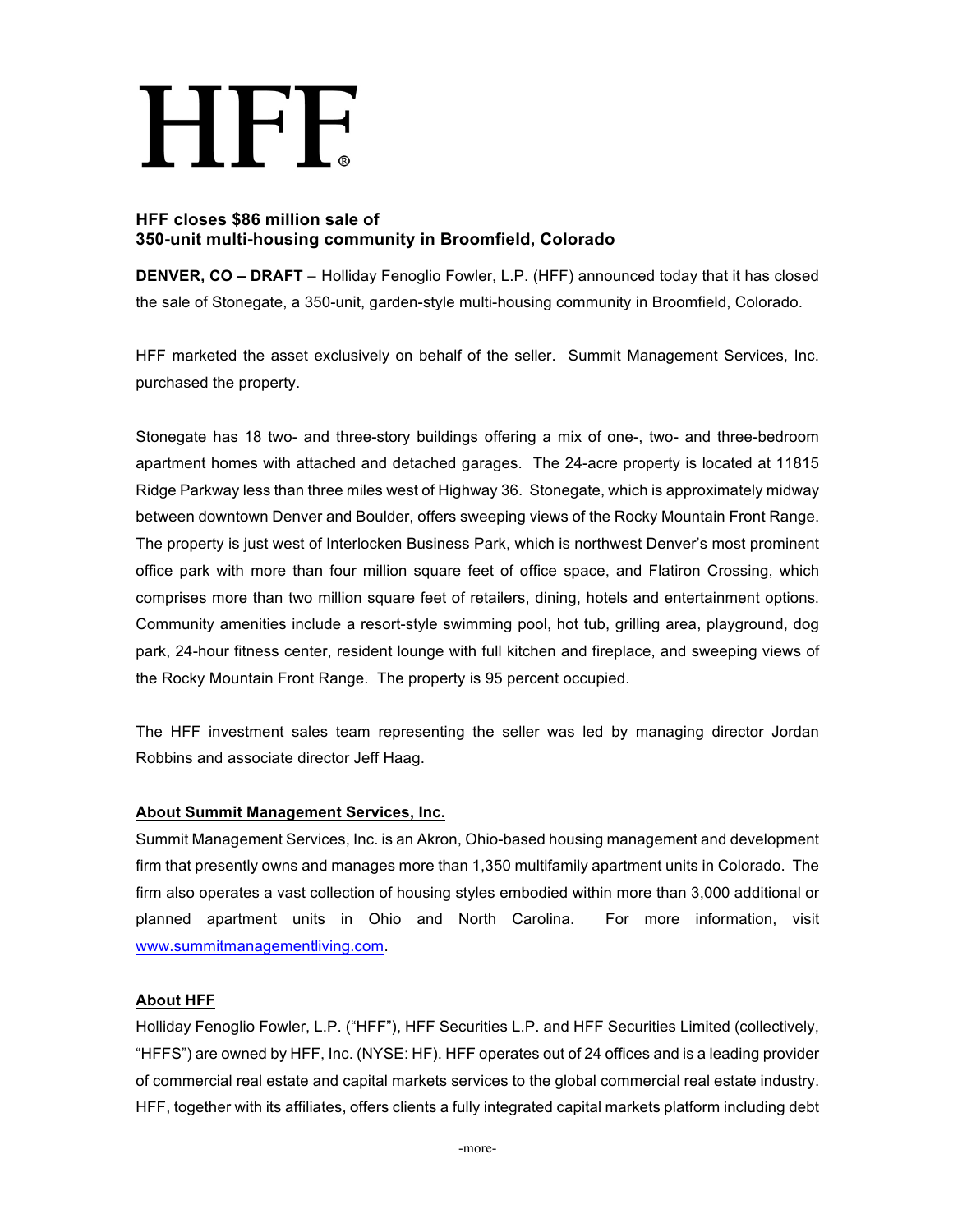# HFF®

## HFF closes $86 million sale of 350-unit multi-housing community in Broomfield, Colorado

**DENVER, CO – DRAFT** – Holliday Fenoglio Fowler, L.P. (HFF) announced today that it has closed the sale of Stonegate, a 350-unit, garden-style multi-housing community in Broomfield, Colorado.

HFF marketed the asset exclusively on behalf of the seller. Summit Management Services, Inc. purchased the property.

Stonegate has 18 two- and three-story buildings offering a mix of one-, two- and three-bedroom apartment homes with attached and detached garages. The 24-acre property is located at 11815 Ridge Parkway less than three miles west of Highway 36. Stonegate, which is approximately midway between downtown Denver and Boulder, offers sweeping views of the Rocky Mountain Front Range. The property is just west of Interlocken Business Park, which is northwest Denver's most prominent office park with more than four million square feet of office space, and Flatiron Crossing, which comprises more than two million square feet of retailers, dining, hotels and entertainment options. Community amenities include a resort-style swimming pool, hot tub, grilling area, playground, dog park, 24-hour fitness center, resident lounge with full kitchen and fireplace, and sweeping views of the Rocky Mountain Front Range. The property is 95 percent occupied.

The HFF investment sales team representing the seller was led by managing director Jordan Robbins and associate director Jeff Haag.

**About Summit Management Services, Inc.**

Summit Management Services, Inc. is an Akron, Ohio-based housing management and development firm that presently owns and manages more than 1,350 multifamily apartment units in Colorado. The firm also operates a vast collection of housing styles embodied within more than 3,000 additional or planned apartment units in Ohio and North Carolina. For more information, visit www.summitmanagementliving.com.

**About HFF**

Holliday Fenoglio Fowler, L.P. ("HFF"), HFF Securities L.P. and HFF Securities Limited (collectively, "HFFS") are owned by HFF, Inc. (NYSE: HF). HFF operates out of 24 offices and is a leading provider of commercial real estate and capital markets services to the global commercial real estate industry. HFF, together with its affiliates, offers clients a fully integrated capital markets platform including debt

-more-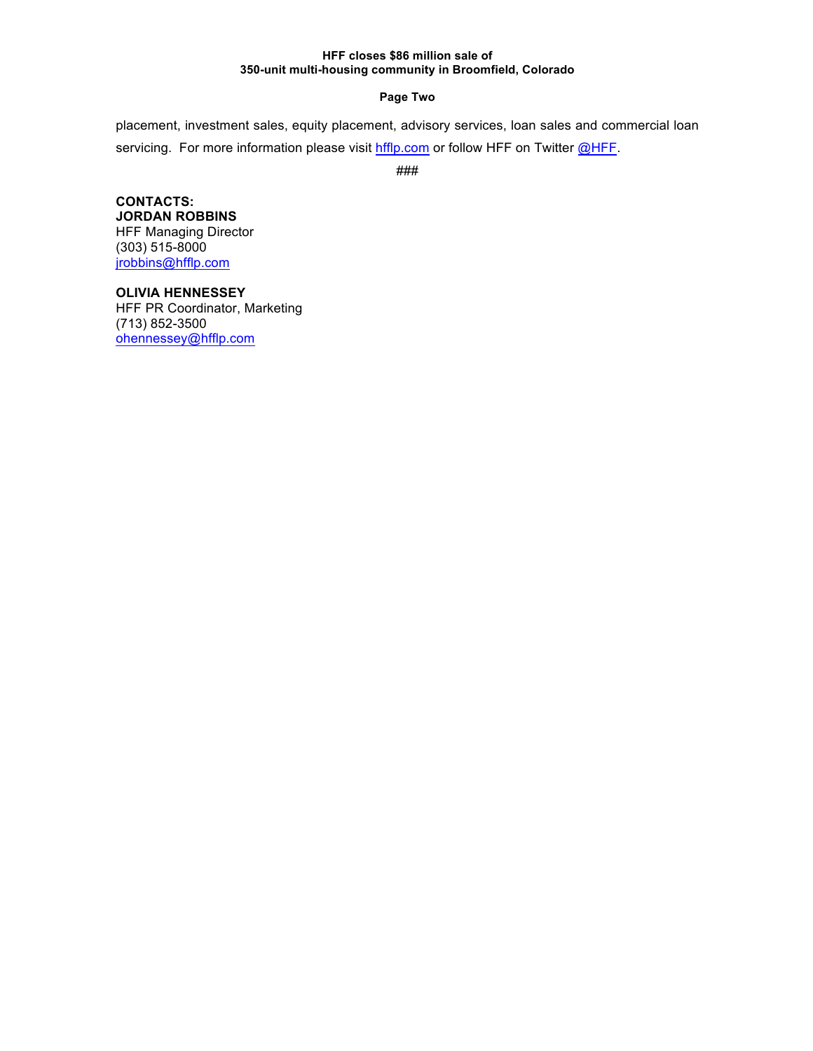placement, investment sales, equity placement, advisory services, loan sales and commercial loan servicing. For more information please visit hfflp.com or follow HFF on Twitter @HFF.

###

**CONTACTS:**
**JORDAN ROBBINS**
HFF Managing Director
(303) 515-8000
jrobbins@hfflp.com

**OLIVIA HENNESSEY**
HFF PR Coordinator, Marketing
(713) 852-3500
ohennessey@hfflp.com